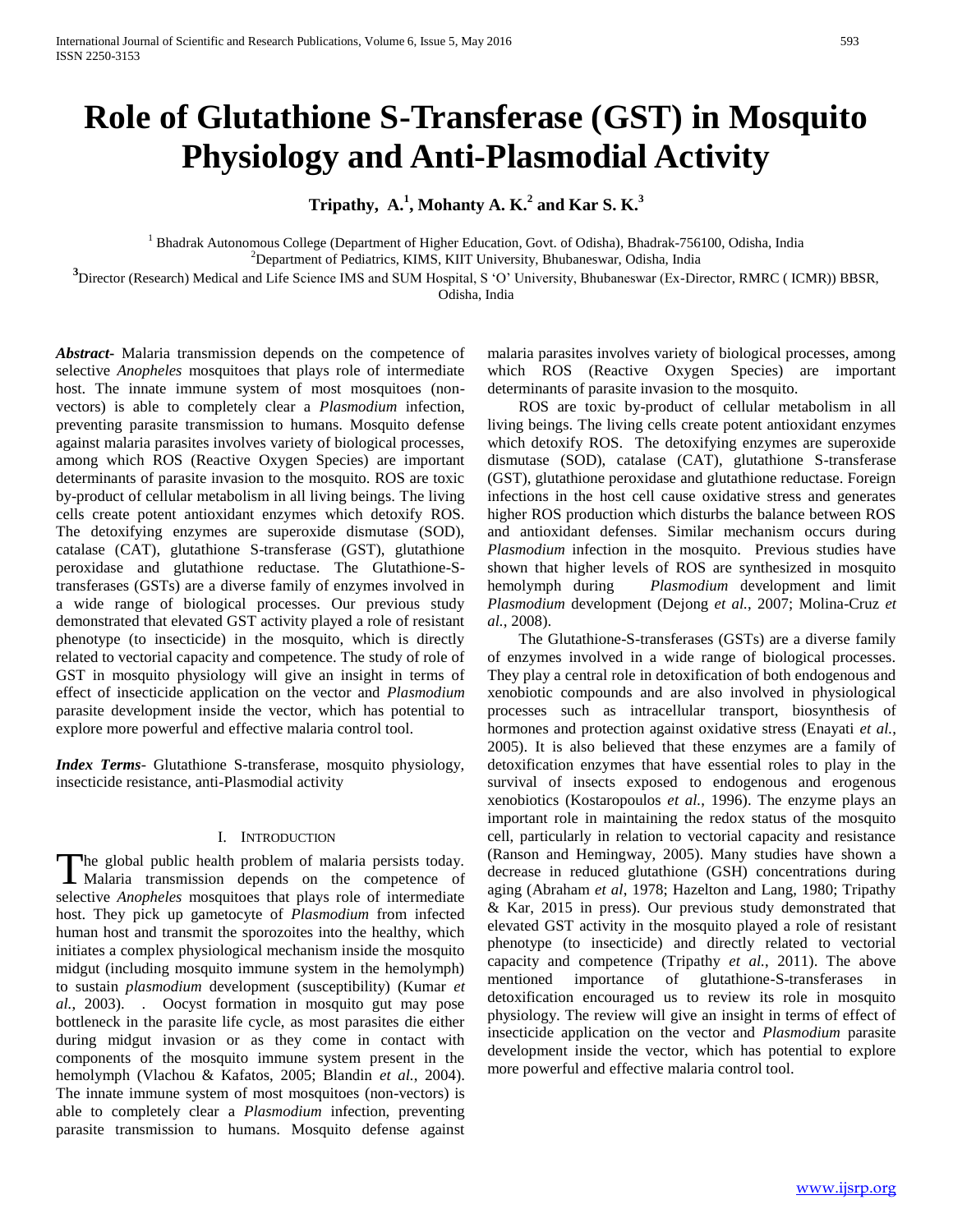# Role of Glutathione S-Transferase (GST) in Mosquito Physiology and Anti-Plasmodial Activity

**Tripathy, A.[1], Mohanty A. K.[2] and Kar S. K.[3]**

[1] Bhadrak Autonomous College (Department of Higher Education, Govt. of Odisha), Bhadrak-756100, Odisha, India
[2]Department of Pediatrics, KIMS, KIIT University, Bhubaneswar, Odisha, India
[3]Director (Research) Medical and Life Science IMS and SUM Hospital, S 'O' University, Bhubaneswar (Ex-Director, RMRC ( ICMR)) BBSR, Odisha, India

***Abstract***- Malaria transmission depends on the competence of selective *Anopheles* mosquitoes that plays role of intermediate host. The innate immune system of most mosquitoes (non-vectors) is able to completely clear a *Plasmodium* infection, preventing parasite transmission to humans. Mosquito defense against malaria parasites involves variety of biological processes, among which ROS (Reactive Oxygen Species) are important determinants of parasite invasion to the mosquito. ROS are toxic by-product of cellular metabolism in all living beings. The living cells create potent antioxidant enzymes which detoxify ROS. The detoxifying enzymes are superoxide dismutase (SOD), catalase (CAT), glutathione S-transferase (GST), glutathione peroxidase and glutathione reductase. The Glutathione-S-transferases (GSTs) are a diverse family of enzymes involved in a wide range of biological processes. Our previous study demonstrated that elevated GST activity played a role of resistant phenotype (to insecticide) in the mosquito, which is directly related to vectorial capacity and competence. The study of role of GST in mosquito physiology will give an insight in terms of effect of insecticide application on the vector and *Plasmodium* parasite development inside the vector, which has potential to explore more powerful and effective malaria control tool.

***Index Terms***- Glutathione S-transferase, mosquito physiology, insecticide resistance, anti-Plasmodial activity

## I. Introduction

The global public health problem of malaria persists today. Malaria transmission depends on the competence of selective *Anopheles* mosquitoes that plays role of intermediate host. They pick up gametocyte of *Plasmodium* from infected human host and transmit the sporozoites into the healthy, which initiates a complex physiological mechanism inside the mosquito midgut (including mosquito immune system in the hemolymph) to sustain *plasmodium* development (susceptibility) (Kumar *et al.*, 2003). . Oocyst formation in mosquito gut may pose bottleneck in the parasite life cycle, as most parasites die either during midgut invasion or as they come in contact with components of the mosquito immune system present in the hemolymph (Vlachou & Kafatos, 2005; Blandin *et al.*, 2004). The innate immune system of most mosquitoes (non-vectors) is able to completely clear a *Plasmodium* infection, preventing parasite transmission to humans. Mosquito defense against malaria parasites involves variety of biological processes, among which ROS (Reactive Oxygen Species) are important determinants of parasite invasion to the mosquito.

ROS are toxic by-product of cellular metabolism in all living beings. The living cells create potent antioxidant enzymes which detoxify ROS. The detoxifying enzymes are superoxide dismutase (SOD), catalase (CAT), glutathione S-transferase (GST), glutathione peroxidase and glutathione reductase. Foreign infections in the host cell cause oxidative stress and generates higher ROS production which disturbs the balance between ROS and antioxidant defenses. Similar mechanism occurs during *Plasmodium* infection in the mosquito. Previous studies have shown that higher levels of ROS are synthesized in mosquito hemolymph during *Plasmodium* development and limit *Plasmodium* development (Dejong *et al.*, 2007; Molina-Cruz *et al.*, 2008).

The Glutathione-S-transferases (GSTs) are a diverse family of enzymes involved in a wide range of biological processes. They play a central role in detoxification of both endogenous and xenobiotic compounds and are also involved in physiological processes such as intracellular transport, biosynthesis of hormones and protection against oxidative stress (Enayati *et al.*, 2005). It is also believed that these enzymes are a family of detoxification enzymes that have essential roles to play in the survival of insects exposed to endogenous and erogenous xenobiotics (Kostaropoulos *et al.*, 1996). The enzyme plays an important role in maintaining the redox status of the mosquito cell, particularly in relation to vectorial capacity and resistance (Ranson and Hemingway, 2005). Many studies have shown a decrease in reduced glutathione (GSH) concentrations during aging (Abraham *et al*, 1978; Hazelton and Lang, 1980; Tripathy & Kar, 2015 in press). Our previous study demonstrated that elevated GST activity in the mosquito played a role of resistant phenotype (to insecticide) and directly related to vectorial capacity and competence (Tripathy *et al.*, 2011). The above mentioned importance of glutathione-S-transferases in detoxification encouraged us to review its role in mosquito physiology. The review will give an insight in terms of effect of insecticide application on the vector and *Plasmodium* parasite development inside the vector, which has potential to explore more powerful and effective malaria control tool.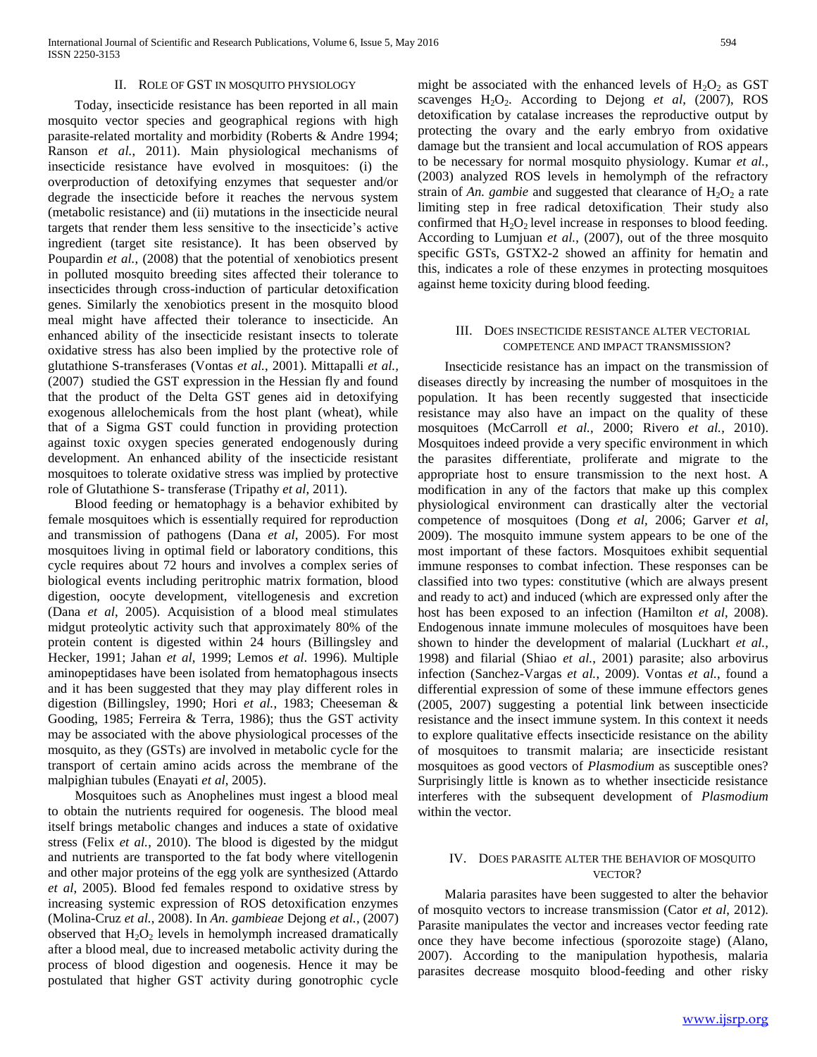## II. Role of GST in Mosquito Physiology

Today, insecticide resistance has been reported in all main mosquito vector species and geographical regions with high parasite-related mortality and morbidity (Roberts & Andre 1994; Ranson *et al.*, 2011). Main physiological mechanisms of insecticide resistance have evolved in mosquitoes: (i) the overproduction of detoxifying enzymes that sequester and/or degrade the insecticide before it reaches the nervous system (metabolic resistance) and (ii) mutations in the insecticide neural targets that render them less sensitive to the insecticide's active ingredient (target site resistance). It has been observed by Poupardin *et al.*, (2008) that the potential of xenobiotics present in polluted mosquito breeding sites affected their tolerance to insecticides through cross-induction of particular detoxification genes. Similarly the xenobiotics present in the mosquito blood meal might have affected their tolerance to insecticide. An enhanced ability of the insecticide resistant insects to tolerate oxidative stress has also been implied by the protective role of glutathione S-transferases (Vontas *et al.*, 2001). Mittapalli *et al.*, (2007) studied the GST expression in the Hessian fly and found that the product of the Delta GST genes aid in detoxifying exogenous allelochemicals from the host plant (wheat), while that of a Sigma GST could function in providing protection against toxic oxygen species generated endogenously during development. An enhanced ability of the insecticide resistant mosquitoes to tolerate oxidative stress was implied by protective role of Glutathione S- transferase (Tripathy *et al*, 2011).

Blood feeding or hematophagy is a behavior exhibited by female mosquitoes which is essentially required for reproduction and transmission of pathogens (Dana *et al*, 2005). For most mosquitoes living in optimal field or laboratory conditions, this cycle requires about 72 hours and involves a complex series of biological events including peritrophic matrix formation, blood digestion, oocyte development, vitellogenesis and excretion (Dana *et al*, 2005). Acquisistion of a blood meal stimulates midgut proteolytic activity such that approximately 80% of the protein content is digested within 24 hours (Billingsley and Hecker, 1991; Jahan *et al*, 1999; Lemos *et al*. 1996). Multiple aminopeptidases have been isolated from hematophagous insects and it has been suggested that they may play different roles in digestion (Billingsley, 1990; Hori *et al.*, 1983; Cheeseman & Gooding, 1985; Ferreira & Terra, 1986); thus the GST activity may be associated with the above physiological processes of the mosquito, as they (GSTs) are involved in metabolic cycle for the transport of certain amino acids across the membrane of the malpighian tubules (Enayati *et al*, 2005).

Mosquitoes such as Anophelines must ingest a blood meal to obtain the nutrients required for oogenesis. The blood meal itself brings metabolic changes and induces a state of oxidative stress (Felix *et al.*, 2010). The blood is digested by the midgut and nutrients are transported to the fat body where vitellogenin and other major proteins of the egg yolk are synthesized (Attardo *et al*, 2005). Blood fed females respond to oxidative stress by increasing systemic expression of ROS detoxification enzymes (Molina-Cruz *et al.*, 2008). In *An. gambieae* Dejong *et al.*, (2007) observed that $H_2O_2$ levels in hemolymph increased dramatically after a blood meal, due to increased metabolic activity during the process of blood digestion and oogenesis. Hence it may be postulated that higher GST activity during gonotrophic cycle might be associated with the enhanced levels of $H_2O_2$ as GST scavenges $H_2O_2$. According to Dejong *et al*, (2007), ROS detoxification by catalase increases the reproductive output by protecting the ovary and the early embryo from oxidative damage but the transient and local accumulation of ROS appears to be necessary for normal mosquito physiology. Kumar *et al.*, (2003) analyzed ROS levels in hemolymph of the refractory strain of *An. gambie* and suggested that clearance of $H_2O_2$ a rate limiting step in free radical detoxification. Their study also confirmed that $H_2O_2$ level increase in responses to blood feeding. According to Lumjuan *et al.*, (2007), out of the three mosquito specific GSTs, GSTX2-2 showed an affinity for hematin and this, indicates a role of these enzymes in protecting mosquitoes against heme toxicity during blood feeding.

## III. Does Insecticide Resistance Alter Vectorial Competence and Impact Transmission?

Insecticide resistance has an impact on the transmission of diseases directly by increasing the number of mosquitoes in the population. It has been recently suggested that insecticide resistance may also have an impact on the quality of these mosquitoes (McCarroll *et al.*, 2000; Rivero *et al.*, 2010). Mosquitoes indeed provide a very specific environment in which the parasites differentiate, proliferate and migrate to the appropriate host to ensure transmission to the next host. A modification in any of the factors that make up this complex physiological environment can drastically alter the vectorial competence of mosquitoes (Dong *et al*, 2006; Garver *et al*, 2009). The mosquito immune system appears to be one of the most important of these factors. Mosquitoes exhibit sequential immune responses to combat infection. These responses can be classified into two types: constitutive (which are always present and ready to act) and induced (which are expressed only after the host has been exposed to an infection (Hamilton *et al*, 2008). Endogenous innate immune molecules of mosquitoes have been shown to hinder the development of malarial (Luckhart *et al.*, 1998) and filarial (Shiao *et al.*, 2001) parasite; also arbovirus infection (Sanchez-Vargas *et al.*, 2009). Vontas *et al.*, found a differential expression of some of these immune effectors genes (2005, 2007) suggesting a potential link between insecticide resistance and the insect immune system. In this context it needs to explore qualitative effects insecticide resistance on the ability of mosquitoes to transmit malaria; are insecticide resistant mosquitoes as good vectors of *Plasmodium* as susceptible ones? Surprisingly little is known as to whether insecticide resistance interferes with the subsequent development of *Plasmodium* within the vector.

## IV. Does Parasite Alter the Behavior of Mosquito Vector?

Malaria parasites have been suggested to alter the behavior of mosquito vectors to increase transmission (Cator *et al*, 2012). Parasite manipulates the vector and increases vector feeding rate once they have become infectious (sporozoite stage) (Alano, 2007). According to the manipulation hypothesis, malaria parasites decrease mosquito blood-feeding and other risky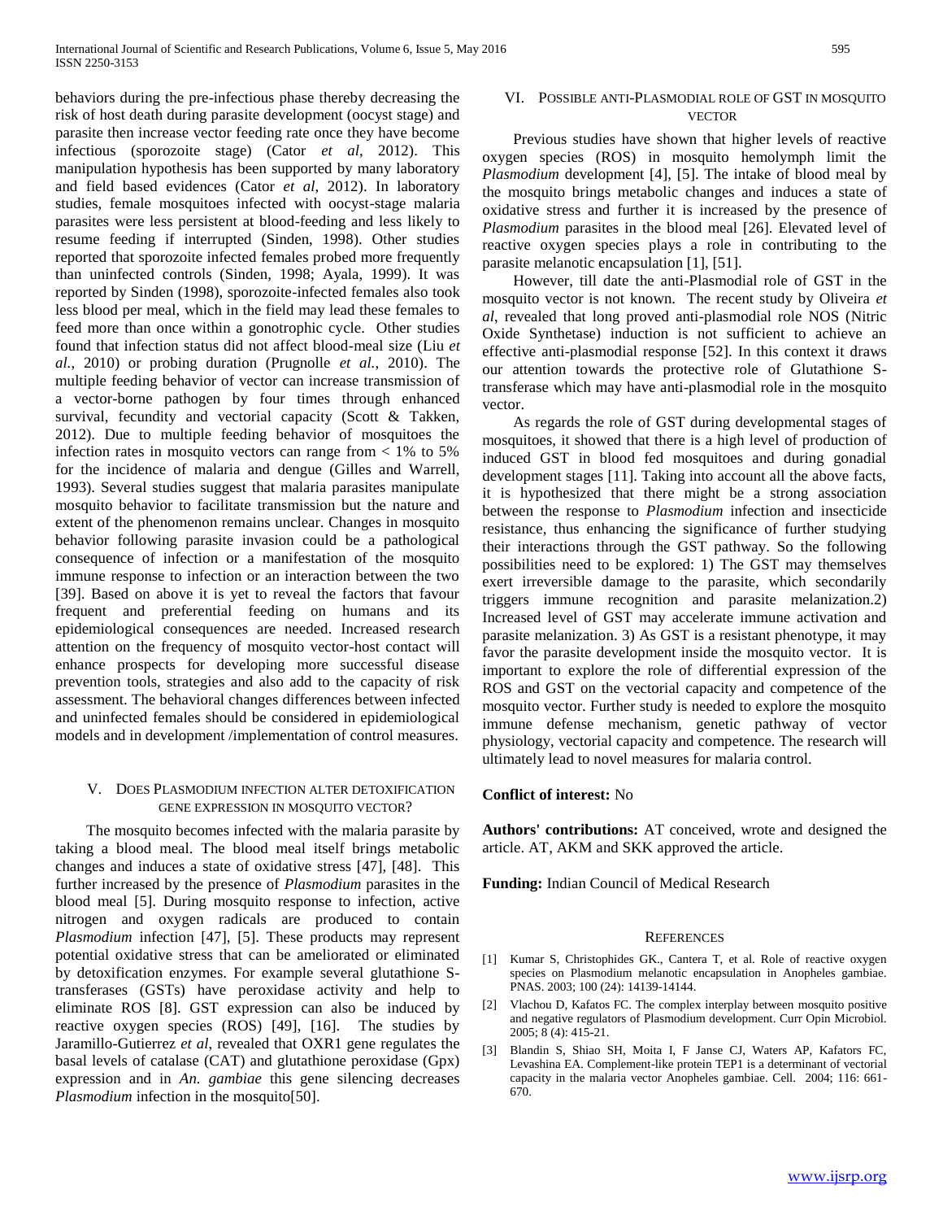behaviors during the pre-infectious phase thereby decreasing the risk of host death during parasite development (oocyst stage) and parasite then increase vector feeding rate once they have become infectious (sporozoite stage) (Cator *et al*, 2012). This manipulation hypothesis has been supported by many laboratory and field based evidences (Cator *et al*, 2012). In laboratory studies, female mosquitoes infected with oocyst-stage malaria parasites were less persistent at blood-feeding and less likely to resume feeding if interrupted (Sinden, 1998). Other studies reported that sporozoite infected females probed more frequently than uninfected controls (Sinden, 1998; Ayala, 1999). It was reported by Sinden (1998), sporozoite-infected females also took less blood per meal, which in the field may lead these females to feed more than once within a gonotrophic cycle. Other studies found that infection status did not affect blood-meal size (Liu *et al.*, 2010) or probing duration (Prugnolle *et al.*, 2010). The multiple feeding behavior of vector can increase transmission of a vector-borne pathogen by four times through enhanced survival, fecundity and vectorial capacity (Scott & Takken, 2012). Due to multiple feeding behavior of mosquitoes the infection rates in mosquito vectors can range from < 1% to 5% for the incidence of malaria and dengue (Gilles and Warrell, 1993). Several studies suggest that malaria parasites manipulate mosquito behavior to facilitate transmission but the nature and extent of the phenomenon remains unclear. Changes in mosquito behavior following parasite invasion could be a pathological consequence of infection or a manifestation of the mosquito immune response to infection or an interaction between the two [39]. Based on above it is yet to reveal the factors that favour frequent and preferential feeding on humans and its epidemiological consequences are needed. Increased research attention on the frequency of mosquito vector-host contact will enhance prospects for developing more successful disease prevention tools, strategies and also add to the capacity of risk assessment. The behavioral changes differences between infected and uninfected females should be considered in epidemiological models and in development /implementation of control measures.

## V. Does Plasmodium infection alter detoxification gene expression in mosquito vector?

The mosquito becomes infected with the malaria parasite by taking a blood meal. The blood meal itself brings metabolic changes and induces a state of oxidative stress [47], [48]. This further increased by the presence of *Plasmodium* parasites in the blood meal [5]. During mosquito response to infection, active nitrogen and oxygen radicals are produced to contain *Plasmodium* infection [47], [5]. These products may represent potential oxidative stress that can be ameliorated or eliminated by detoxification enzymes. For example several glutathione S-transferases (GSTs) have peroxidase activity and help to eliminate ROS [8]. GST expression can also be induced by reactive oxygen species (ROS) [49], [16]. The studies by Jaramillo-Gutierrez *et al*, revealed that OXR1 gene regulates the basal levels of catalase (CAT) and glutathione peroxidase (Gpx) expression and in *An. gambiae* this gene silencing decreases *Plasmodium* infection in the mosquito[50].

## VI. Possible anti-Plasmodial role of GST in mosquito vector

Previous studies have shown that higher levels of reactive oxygen species (ROS) in mosquito hemolymph limit the *Plasmodium* development [4], [5]. The intake of blood meal by the mosquito brings metabolic changes and induces a state of oxidative stress and further it is increased by the presence of *Plasmodium* parasites in the blood meal [26]. Elevated level of reactive oxygen species plays a role in contributing to the parasite melanotic encapsulation [1], [51].

However, till date the anti-Plasmodial role of GST in the mosquito vector is not known. The recent study by Oliveira *et al*, revealed that long proved anti-plasmodial role NOS (Nitric Oxide Synthetase) induction is not sufficient to achieve an effective anti-plasmodial response [52]. In this context it draws our attention towards the protective role of Glutathione S-transferase which may have anti-plasmodial role in the mosquito vector.

As regards the role of GST during developmental stages of mosquitoes, it showed that there is a high level of production of induced GST in blood fed mosquitoes and during gonadial development stages [11]. Taking into account all the above facts, it is hypothesized that there might be a strong association between the response to *Plasmodium* infection and insecticide resistance, thus enhancing the significance of further studying their interactions through the GST pathway. So the following possibilities need to be explored: 1) The GST may themselves exert irreversible damage to the parasite, which secondarily triggers immune recognition and parasite melanization.2) Increased level of GST may accelerate immune activation and parasite melanization. 3) As GST is a resistant phenotype, it may favor the parasite development inside the mosquito vector. It is important to explore the role of differential expression of the ROS and GST on the vectorial capacity and competence of the mosquito vector. Further study is needed to explore the mosquito immune defense mechanism, genetic pathway of vector physiology, vectorial capacity and competence. The research will ultimately lead to novel measures for malaria control.

**Conflict of interest:** No

**Authors' contributions:** AT conceived, wrote and designed the article. AT, AKM and SKK approved the article.

**Funding:** Indian Council of Medical Research

## References

[1] Kumar S, Christophides GK., Cantera T, et al. Role of reactive oxygen species on Plasmodium melanotic encapsulation in Anopheles gambiae. PNAS. 2003; 100 (24): 14139-14144.

[2] Vlachou D, Kafatos FC. The complex interplay between mosquito positive and negative regulators of Plasmodium development. Curr Opin Microbiol. 2005; 8 (4): 415-21.

[3] Blandin S, Shiao SH, Moita I, F Janse CJ, Waters AP, Kafatos FC, Levashina EA. Complement-like protein TEP1 is a determinant of vectorial capacity in the malaria vector Anopheles gambiae. Cell. 2004; 116: 661-670.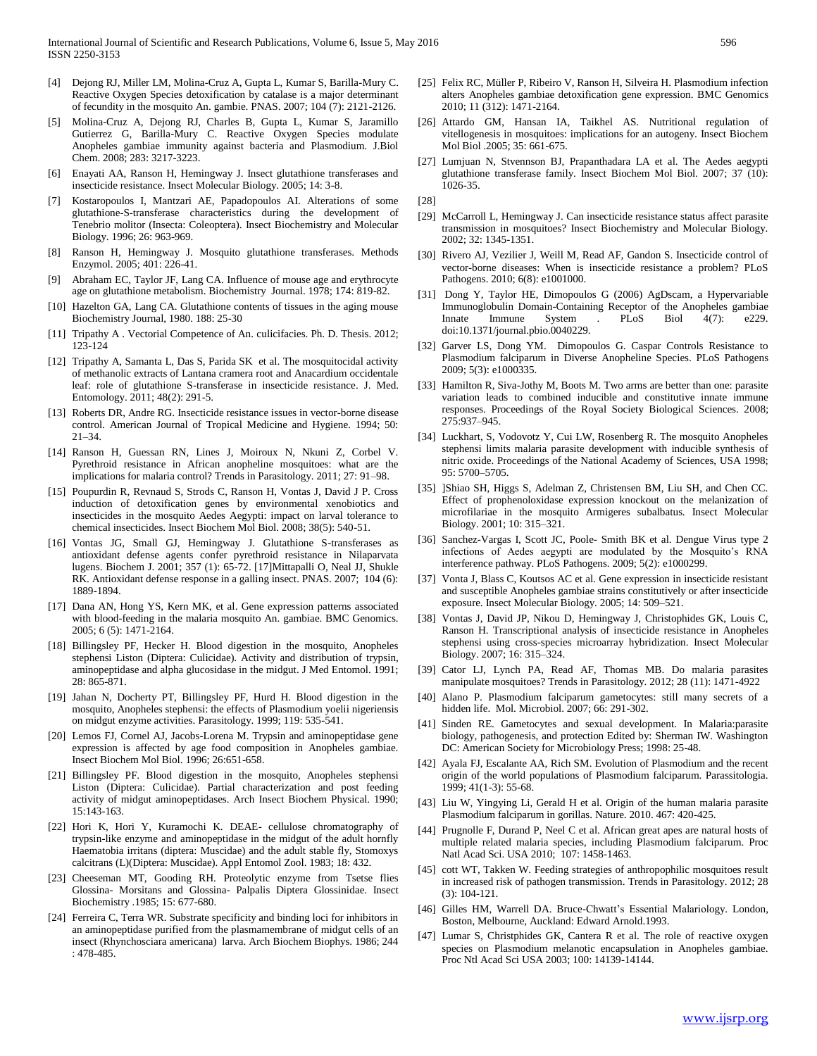[4] Dejong RJ, Miller LM, Molina-Cruz A, Gupta L, Kumar S, Barilla-Mury C. Reactive Oxygen Species detoxification by catalase is a major determinant of fecundity in the mosquito An. gambie. PNAS. 2007; 104 (7): 2121-2126.

[5] Molina-Cruz A, Dejong RJ, Charles B, Gupta L, Kumar S, Jaramillo Gutierrez G, Barilla-Mury C. Reactive Oxygen Species modulate Anopheles gambiae immunity against bacteria and Plasmodium. J.Biol Chem. 2008; 283: 3217-3223.

[6] Enayati AA, Ranson H, Hemingway J. Insect glutathione transferases and insecticide resistance. Insect Molecular Biology. 2005; 14: 3-8.

[7] Kostaropoulos I, Mantzari AE, Papadopoulos AI. Alterations of some glutathione-S-transferase characteristics during the development of Tenebrio molitor (Insecta: Coleoptera). Insect Biochemistry and Molecular Biology. 1996; 26: 963-969.

[8] Ranson H, Hemingway J. Mosquito glutathione transferases. Methods Enzymol. 2005; 401: 226-41.

[9] Abraham EC, Taylor JF, Lang CA. Influence of mouse age and erythrocyte age on glutathione metabolism. Biochemistry Journal. 1978; 174: 819-82.

[10] Hazelton GA, Lang CA. Glutathione contents of tissues in the aging mouse Biochemistry Journal, 1980. 188: 25-30

[11] Tripathy A . Vectorial Competence of An. culicifacies. Ph. D. Thesis. 2012; 123-124

[12] Tripathy A, Samanta L, Das S, Parida SK et al. The mosquitocidal activity of methanolic extracts of Lantana cramera root and Anacardium occidentale leaf: role of glutathione S-transferase in insecticide resistance. J. Med. Entomology. 2011; 48(2): 291-5.

[13] Roberts DR, Andre RG. Insecticide resistance issues in vector-borne disease control. American Journal of Tropical Medicine and Hygiene. 1994; 50: 21–34.

[14] Ranson H, Guessan RN, Lines J, Moiroux N, Nkuni Z, Corbel V. Pyrethroid resistance in African anopheline mosquitoes: what are the implications for malaria control? Trends in Parasitology. 2011; 27: 91–98.

[15] Poupurdin R, Revnaud S, Strods C, Ranson H, Vontas J, David J P. Cross induction of detoxification genes by environmental xenobiotics and insecticides in the mosquito Aedes Aegypti: impact on larval tolerance to chemical insecticides. Insect Biochem Mol Biol. 2008; 38(5): 540-51.

[16] Vontas JG, Small GJ, Hemingway J. Glutathione S-transferases as antioxidant defense agents confer pyrethroid resistance in Nilaparvata lugens. Biochem J. 2001; 357 (1): 65-72. [17]Mittapalli O, Neal JJ, Shukle RK. Antioxidant defense response in a galling insect. PNAS. 2007; 104 (6): 1889-1894.

[17] Dana AN, Hong YS, Kern MK, et al. Gene expression patterns associated with blood-feeding in the malaria mosquito An. gambiae. BMC Genomics. 2005; 6 (5): 1471-2164.

[18] Billingsley PF, Hecker H. Blood digestion in the mosquito, Anopheles stephensi Liston (Diptera: Culicidae). Activity and distribution of trypsin, aminopeptidase and alpha glucosidase in the midgut. J Med Entomol. 1991; 28: 865-871.

[19] Jahan N, Docherty PT, Billingsley PF, Hurd H. Blood digestion in the mosquito, Anopheles stephensi: the effects of Plasmodium yoelii nigeriensis on midgut enzyme activities. Parasitology. 1999; 119: 535-541.

[20] Lemos FJ, Cornel AJ, Jacobs-Lorena M. Trypsin and aminopeptidase gene expression is affected by age food composition in Anopheles gambiae. Insect Biochem Mol Biol. 1996; 26:651-658.

[21] Billingsley PF. Blood digestion in the mosquito, Anopheles stephensi Liston (Diptera: Culicidae). Partial characterization and post feeding activity of midgut aminopeptidases. Arch Insect Biochem Physical. 1990; 15:143-163.

[22] Hori K, Hori Y, Kuramochi K. DEAE- cellulose chromatography of trypsin-like enzyme and aminopeptidase in the midgut of the adult hornfly Haematobia irritans (diptera: Muscidae) and the adult stable fly, Stomoxys calcitrans (L)(Diptera: Muscidae). Appl Entomol Zool. 1983; 18: 432.

[23] Cheeseman MT, Gooding RH. Proteolytic enzyme from Tsetse flies Glossina- Morsitans and Glossina- Palpalis Diptera Glossinidae. Insect Biochemistry .1985; 15: 677-680.

[24] Ferreira C, Terra WR. Substrate specificity and binding loci for inhibitors in an aminopeptidase purified from the plasmamembrane of midgut cells of an insect (Rhynchosciara americana) larva. Arch Biochem Biophys. 1986; 244 : 478-485.

[25] Felix RC, Müller P, Ribeiro V, Ranson H, Silveira H. Plasmodium infection alters Anopheles gambiae detoxification gene expression. BMC Genomics 2010; 11 (312): 1471-2164.

[26] Attardo GM, Hansan IA, Taikhel AS. Nutritional regulation of vitellogenesis in mosquitoes: implications for an autogeny. Insect Biochem Mol Biol .2005; 35: 661-675.

[27] Lumjuan N, Stvennson BJ, Prapanthadara LA et al. The Aedes aegypti glutathione transferase family. Insect Biochem Mol Biol. 2007; 37 (10): 1026-35.

[28]

[29] McCarroll L, Hemingway J. Can insecticide resistance status affect parasite transmission in mosquitoes? Insect Biochemistry and Molecular Biology. 2002; 32: 1345-1351.

[30] Rivero AJ, Vezilier J, Weill M, Read AF, Gandon S. Insecticide control of vector-borne diseases: When is insecticide resistance a problem? PLoS Pathogens. 2010; 6(8): e1001000.

[31] Dong Y, Taylor HE, Dimopoulos G (2006) AgDscam, a Hypervariable Immunoglobulin Domain-Containing Receptor of the Anopheles gambiae Innate Immune System . PLoS Biol 4(7): e229. doi:10.1371/journal.pbio.0040229.

[32] Garver LS, Dong YM. Dimopoulos G. Caspar Controls Resistance to Plasmodium falciparum in Diverse Anopheline Species. PLoS Pathogens 2009; 5(3): e1000335.

[33] Hamilton R, Siva-Jothy M, Boots M. Two arms are better than one: parasite variation leads to combined inducible and constitutive innate immune responses. Proceedings of the Royal Society Biological Sciences. 2008; 275:937–945.

[34] Luckhart, S, Vodovotz Y, Cui LW, Rosenberg R. The mosquito Anopheles stephensi limits malaria parasite development with inducible synthesis of nitric oxide. Proceedings of the National Academy of Sciences, USA 1998; 95: 5700–5705.

[35] ]Shiao SH, Higgs S, Adelman Z, Christensen BM, Liu SH, and Chen CC. Effect of prophenoloxidase expression knockout on the melanization of microfilariae in the mosquito Armigeres subalbatus. Insect Molecular Biology. 2001; 10: 315–321.

[36] Sanchez-Vargas I, Scott JC, Poole- Smith BK et al. Dengue Virus type 2 infections of Aedes aegypti are modulated by the Mosquito's RNA interference pathway. PLoS Pathogens. 2009; 5(2): e1000299.

[37] Vonta J, Blass C, Koutsos AC et al. Gene expression in insecticide resistant and susceptible Anopheles gambiae strains constitutively or after insecticide exposure. Insect Molecular Biology. 2005; 14: 509–521.

[38] Vontas J, David JP, Nikou D, Hemingway J, Christophides GK, Louis C, Ranson H. Transcriptional analysis of insecticide resistance in Anopheles stephensi using cross-species microarray hybridization. Insect Molecular Biology. 2007; 16: 315–324.

[39] Cator LJ, Lynch PA, Read AF, Thomas MB. Do malaria parasites manipulate mosquitoes? Trends in Parasitology. 2012; 28 (11): 1471-4922

[40] Alano P. Plasmodium falciparum gametocytes: still many secrets of a hidden life. Mol. Microbiol. 2007; 66: 291-302.

[41] Sinden RE. Gametocytes and sexual development. In Malaria:parasite biology, pathogenesis, and protection Edited by: Sherman IW. Washington DC: American Society for Microbiology Press; 1998: 25-48.

[42] Ayala FJ, Escalante AA, Rich SM. Evolution of Plasmodium and the recent origin of the world populations of Plasmodium falciparum. Parassitologia. 1999; 41(1-3): 55-68.

[43] Liu W, Yingying Li, Gerald H et al. Origin of the human malaria parasite Plasmodium falciparum in gorillas. Nature. 2010. 467: 420-425.

[44] Prugnolle F, Durand P, Neel C et al. African great apes are natural hosts of multiple related malaria species, including Plasmodium falciparum. Proc Natl Acad Sci. USA 2010; 107: 1458-1463.

[45] cott WT, Takken W. Feeding strategies of anthropophilic mosquitoes result in increased risk of pathogen transmission. Trends in Parasitology. 2012; 28 (3): 104-121.

[46] Gilles HM, Warrell DA. Bruce-Chwatt's Essential Malariology. London, Boston, Melbourne, Auckland: Edward Arnold.1993.

[47] Lumar S, Christphides GK, Cantera R et al. The role of reactive oxygen species on Plasmodium melanotic encapsulation in Anopheles gambiae. Proc Ntl Acad Sci USA 2003; 100: 14139-14144.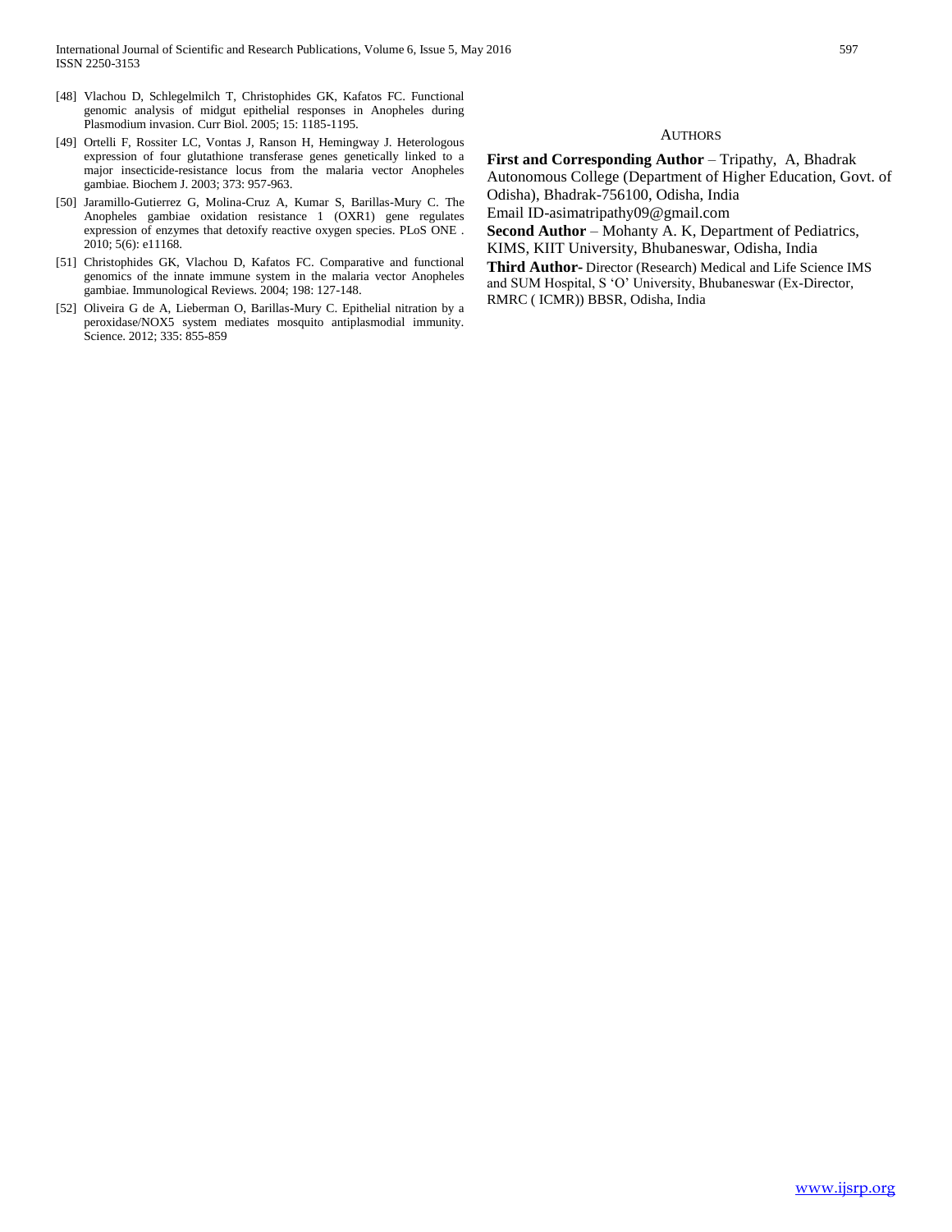[48] Vlachou D, Schlegelmilch T, Christophides GK, Kafatos FC. Functional genomic analysis of midgut epithelial responses in Anopheles during Plasmodium invasion. Curr Biol. 2005; 15: 1185-1195.

[49] Ortelli F, Rossiter LC, Vontas J, Ranson H, Hemingway J. Heterologous expression of four glutathione transferase genes genetically linked to a major insecticide-resistance locus from the malaria vector Anopheles gambiae. Biochem J. 2003; 373: 957-963.

[50] Jaramillo-Gutierrez G, Molina-Cruz A, Kumar S, Barillas-Mury C. The Anopheles gambiae oxidation resistance 1 (OXR1) gene regulates expression of enzymes that detoxify reactive oxygen species. PLoS ONE . 2010; 5(6): e11168.

[51] Christophides GK, Vlachou D, Kafatos FC. Comparative and functional genomics of the innate immune system in the malaria vector Anopheles gambiae. Immunological Reviews. 2004; 198: 127-148.

[52] Oliveira G de A, Lieberman O, Barillas-Mury C. Epithelial nitration by a peroxidase/NOX5 system mediates mosquito antiplasmodial immunity. Science. 2012; 335: 855-859

## AUTHORS

**First and Corresponding Author** – Tripathy, A, Bhadrak Autonomous College (Department of Higher Education, Govt. of Odisha), Bhadrak-756100, Odisha, India
Email ID-asimatripathy09@gmail.com

**Second Author** – Mohanty A. K, Department of Pediatrics, KIMS, KIIT University, Bhubaneswar, Odisha, India

**Third Author-** Director (Research) Medical and Life Science IMS and SUM Hospital, S 'O' University, Bhubaneswar (Ex-Director, RMRC ( ICMR)) BBSR, Odisha, India